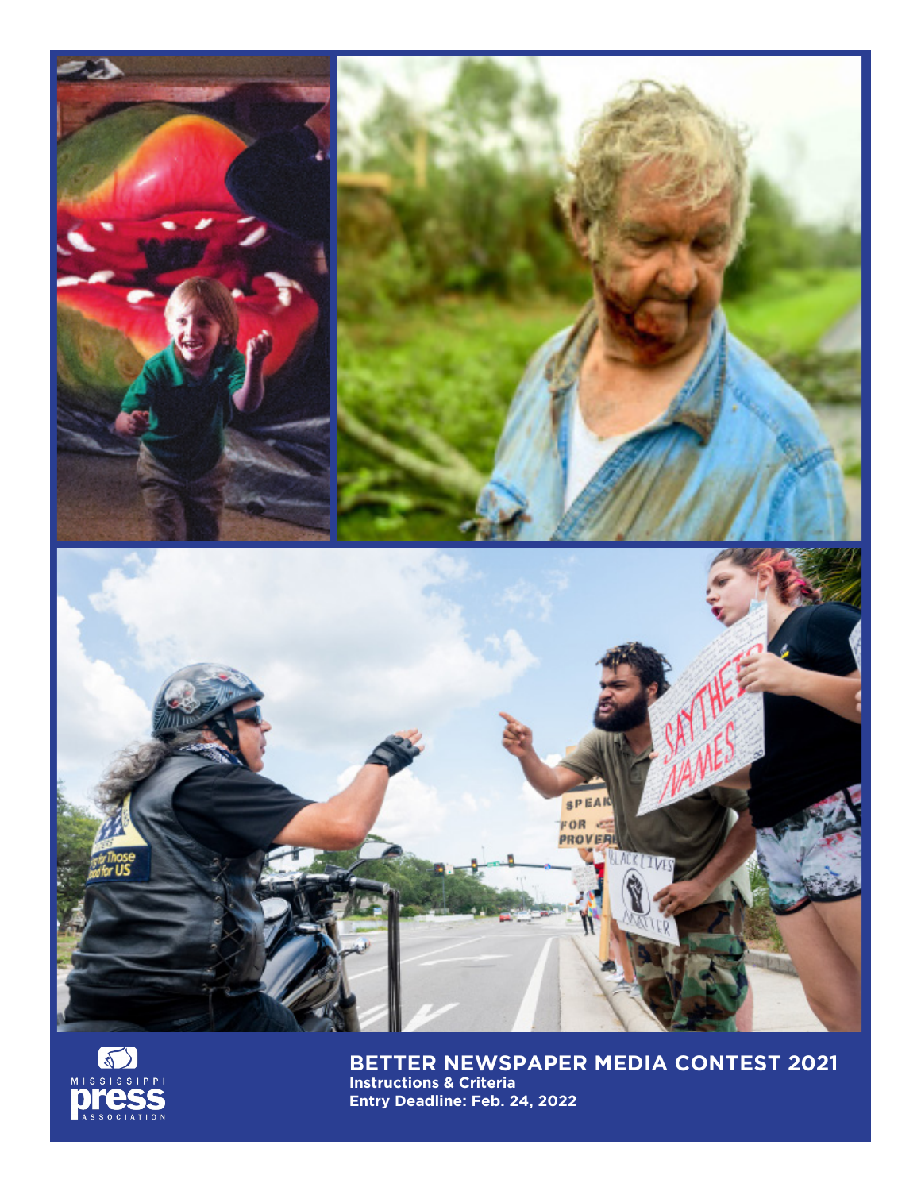MISSISSIPPI press ASSOCIATION

# BETTER NEWSPAPER MEDIA CONTEST 2021

**Instructions & Criteria**

**Entry Deadline: Feb. 24, 2022**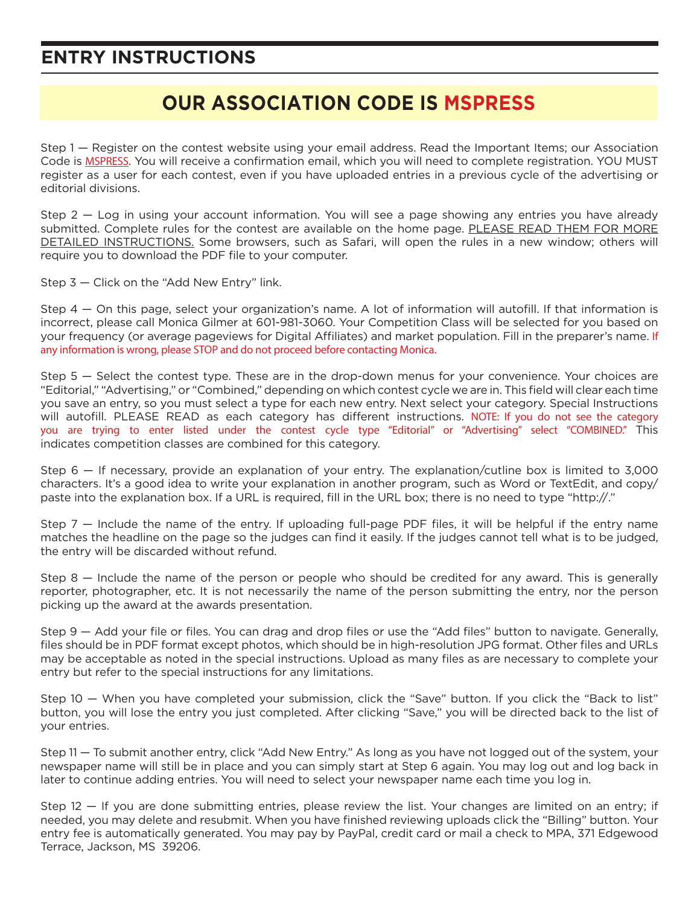## ENTRY INSTRUCTIONS

## OUR ASSOCIATION CODE IS MSPRESS

Step 1 — Register on the contest website using your email address. Read the Important Items; our Association Code is MSPRESS. You will receive a confirmation email, which you will need to complete registration. YOU MUST register as a user for each contest, even if you have uploaded entries in a previous cycle of the advertising or editorial divisions.

Step 2 — Log in using your account information. You will see a page showing any entries you have already submitted. Complete rules for the contest are available on the home page. PLEASE READ THEM FOR MORE DETAILED INSTRUCTIONS. Some browsers, such as Safari, will open the rules in a new window; others will require you to download the PDF file to your computer.

Step 3 — Click on the "Add New Entry" link.

Step 4 — On this page, select your organization's name. A lot of information will autofill. If that information is incorrect, please call Monica Gilmer at 601-981-3060. Your Competition Class will be selected for you based on your frequency (or average pageviews for Digital Affiliates) and market population. Fill in the preparer's name. If any information is wrong, please STOP and do not proceed before contacting Monica.

Step 5 — Select the contest type. These are in the drop-down menus for your convenience. Your choices are "Editorial," "Advertising," or "Combined," depending on which contest cycle we are in. This field will clear each time you save an entry, so you must select a type for each new entry. Next select your category. Special Instructions will autofill. PLEASE READ as each category has different instructions. NOTE: If you do not see the category you are trying to enter listed under the contest cycle type "Editorial" or "Advertising" select "COMBINED." This indicates competition classes are combined for this category.

Step 6 — If necessary, provide an explanation of your entry. The explanation/cutline box is limited to 3,000 characters. It's a good idea to write your explanation in another program, such as Word or TextEdit, and copy/paste into the explanation box. If a URL is required, fill in the URL box; there is no need to type "http://."

Step 7 — Include the name of the entry. If uploading full-page PDF files, it will be helpful if the entry name matches the headline on the page so the judges can find it easily. If the judges cannot tell what is to be judged, the entry will be discarded without refund.

Step 8 — Include the name of the person or people who should be credited for any award. This is generally reporter, photographer, etc. It is not necessarily the name of the person submitting the entry, nor the person picking up the award at the awards presentation.

Step 9 — Add your file or files. You can drag and drop files or use the "Add files" button to navigate. Generally, files should be in PDF format except photos, which should be in high-resolution JPG format. Other files and URLs may be acceptable as noted in the special instructions. Upload as many files as are necessary to complete your entry but refer to the special instructions for any limitations.

Step 10 — When you have completed your submission, click the "Save" button. If you click the "Back to list" button, you will lose the entry you just completed. After clicking "Save," you will be directed back to the list of your entries.

Step 11 — To submit another entry, click "Add New Entry." As long as you have not logged out of the system, your newspaper name will still be in place and you can simply start at Step 6 again. You may log out and log back in later to continue adding entries. You will need to select your newspaper name each time you log in.

Step 12 — If you are done submitting entries, please review the list. Your changes are limited on an entry; if needed, you may delete and resubmit. When you have finished reviewing uploads click the "Billing" button. Your entry fee is automatically generated. You may pay by PayPal, credit card or mail a check to MPA, 371 Edgewood Terrace, Jackson, MS 39206.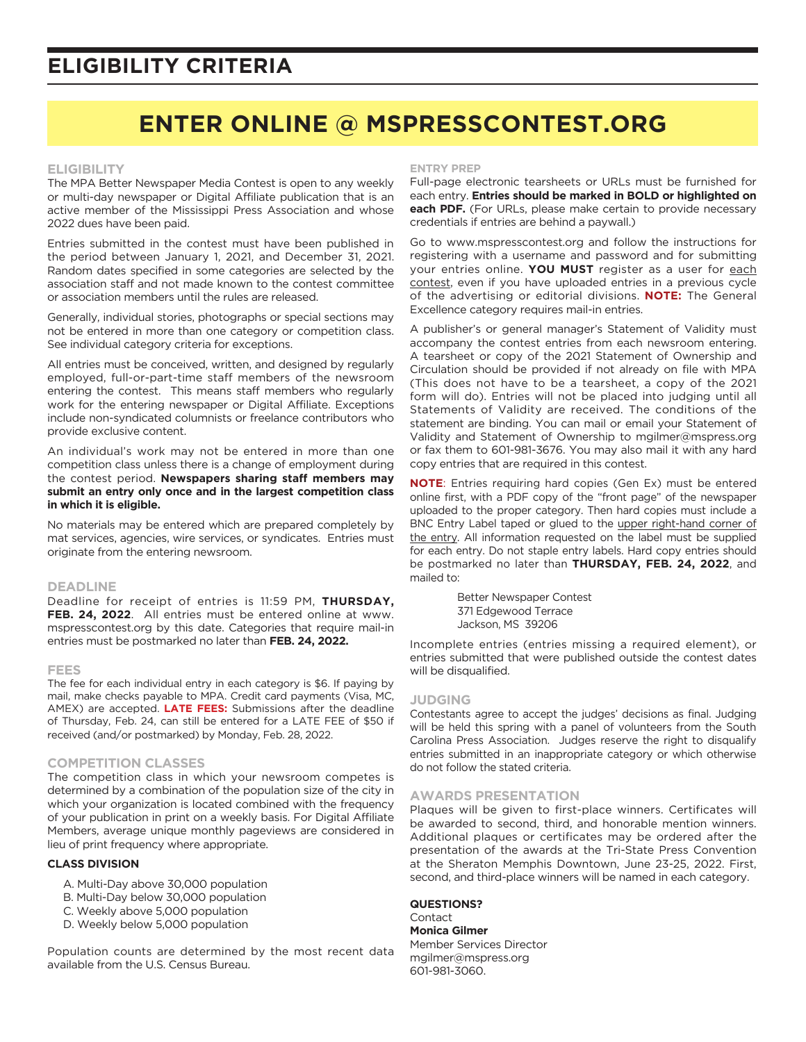# ELIGIBILITY CRITERIA

## ENTER ONLINE @ MSPRESSCONTEST.ORG

### ELIGIBILITY

The MPA Better Newspaper Media Contest is open to any weekly or multi-day newspaper or Digital Affiliate publication that is an active member of the Mississippi Press Association and whose 2022 dues have been paid.

Entries submitted in the contest must have been published in the period between January 1, 2021, and December 31, 2021. Random dates specified in some categories are selected by the association staff and not made known to the contest committee or association members until the rules are released.

Generally, individual stories, photographs or special sections may not be entered in more than one category or competition class. See individual category criteria for exceptions.

All entries must be conceived, written, and designed by regularly employed, full-or-part-time staff members of the newsroom entering the contest. This means staff members who regularly work for the entering newspaper or Digital Affiliate. Exceptions include non-syndicated columnists or freelance contributors who provide exclusive content.

An individual's work may not be entered in more than one competition class unless there is a change of employment during the contest period. **Newspapers sharing staff members may submit an entry only once and in the largest competition class in which it is eligible.**

No materials may be entered which are prepared completely by mat services, agencies, wire services, or syndicates. Entries must originate from the entering newsroom.

### DEADLINE

Deadline for receipt of entries is 11:59 PM, **THURSDAY, FEB. 24, 2022**. All entries must be entered online at www.mspresscontest.org by this date. Categories that require mail-in entries must be postmarked no later than **FEB. 24, 2022.**

### FEES

The fee for each individual entry in each category is $6. If paying by mail, make checks payable to MPA. Credit card payments (Visa, MC, AMEX) are accepted. **LATE FEES:** Submissions after the deadline of Thursday, Feb. 24, can still be entered for a LATE FEE of $50 if received (and/or postmarked) by Monday, Feb. 28, 2022.

### COMPETITION CLASSES

The competition class in which your newsroom competes is determined by a combination of the population size of the city in which your organization is located combined with the frequency of your publication in print on a weekly basis. For Digital Affiliate Members, average unique monthly pageviews are considered in lieu of print frequency where appropriate.

**CLASS DIVISION**

A. Multi-Day above 30,000 population
B. Multi-Day below 30,000 population
C. Weekly above 5,000 population
D. Weekly below 5,000 population

Population counts are determined by the most recent data available from the U.S. Census Bureau.

### ENTRY PREP

Full-page electronic tearsheets or URLs must be furnished for each entry. **Entries should be marked in BOLD or highlighted on each PDF.** (For URLs, please make certain to provide necessary credentials if entries are behind a paywall.)

Go to www.mspresscontest.org and follow the instructions for registering with a username and password and for submitting your entries online. **YOU MUST** register as a user for each contest, even if you have uploaded entries in a previous cycle of the advertising or editorial divisions. **NOTE:** The General Excellence category requires mail-in entries.

A publisher's or general manager's Statement of Validity must accompany the contest entries from each newsroom entering. A tearsheet or copy of the 2021 Statement of Ownership and Circulation should be provided if not already on file with MPA (This does not have to be a tearsheet, a copy of the 2021 form will do). Entries will not be placed into judging until all Statements of Validity are received. The conditions of the statement are binding. You can mail or email your Statement of Validity and Statement of Ownership to mgilmer@mspress.org or fax them to 601-981-3676. You may also mail it with any hard copy entries that are required in this contest.

**NOTE**: Entries requiring hard copies (Gen Ex) must be entered online first, with a PDF copy of the "front page" of the newspaper uploaded to the proper category. Then hard copies must include a BNC Entry Label taped or glued to the upper right-hand corner of the entry. All information requested on the label must be supplied for each entry. Do not staple entry labels. Hard copy entries should be postmarked no later than **THURSDAY, FEB. 24, 2022**, and mailed to:

Better Newspaper Contest
371 Edgewood Terrace
Jackson, MS 39206

Incomplete entries (entries missing a required element), or entries submitted that were published outside the contest dates will be disqualified.

### JUDGING

Contestants agree to accept the judges' decisions as final. Judging will be held this spring with a panel of volunteers from the South Carolina Press Association. Judges reserve the right to disqualify entries submitted in an inappropriate category or which otherwise do not follow the stated criteria.

### AWARDS PRESENTATION

Plaques will be given to first-place winners. Certificates will be awarded to second, third, and honorable mention winners. Additional plaques or certificates may be ordered after the presentation of the awards at the Tri-State Press Convention at the Sheraton Memphis Downtown, June 23-25, 2022. First, second, and third-place winners will be named in each category.

**QUESTIONS?**
Contact
**Monica Gilmer**
Member Services Director
mgilmer@mspress.org
601-981-3060.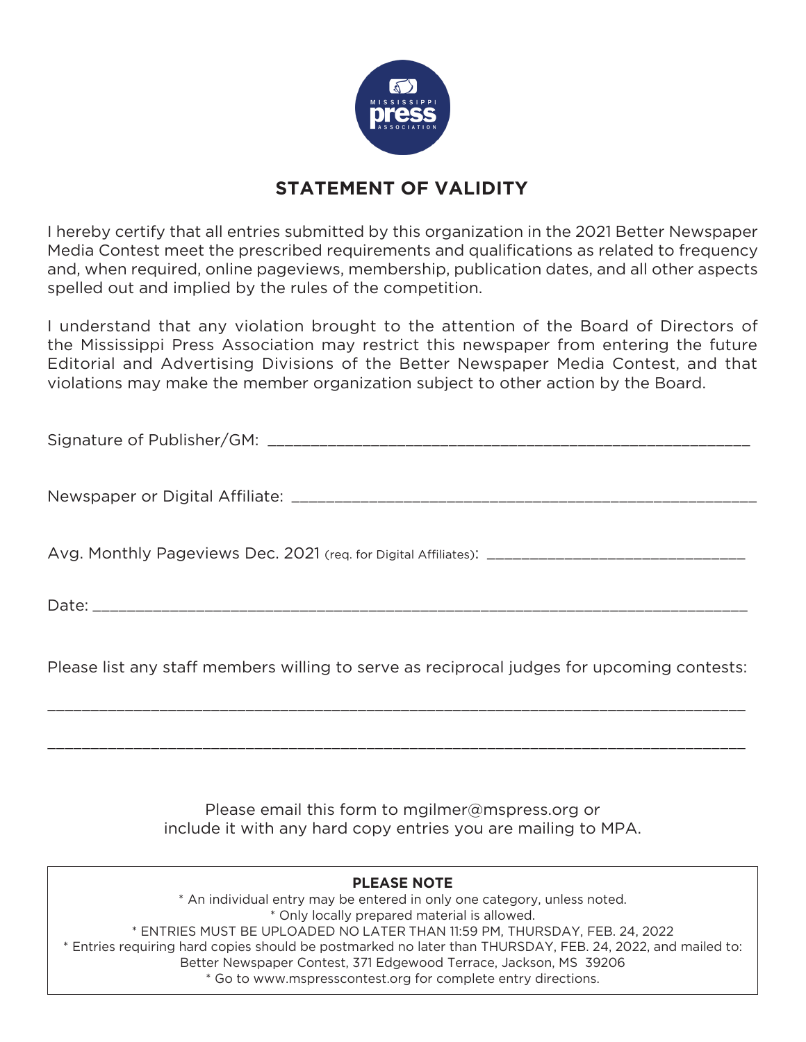# STATEMENT OF VALIDITY

I hereby certify that all entries submitted by this organization in the 2021 Better Newspaper Media Contest meet the prescribed requirements and qualifications as related to frequency and, when required, online pageviews, membership, publication dates, and all other aspects spelled out and implied by the rules of the competition.

I understand that any violation brought to the attention of the Board of Directors of the Mississippi Press Association may restrict this newspaper from entering the future Editorial and Advertising Divisions of the Better Newspaper Media Contest, and that violations may make the member organization subject to other action by the Board.

Signature of Publisher/GM: ______________________________________________________

Newspaper or Digital Affiliate: ___________________________________________________

Avg. Monthly Pageviews Dec. 2021 (req. for Digital Affiliates): ____________________________

Date: _______________________________________________________________________

Please list any staff members willing to serve as reciprocal judges for upcoming contests:

_____________________________________________________________________________

_____________________________________________________________________________

Please email this form to mgilmer@mspress.org or
include it with any hard copy entries you are mailing to MPA.

**PLEASE NOTE**

* An individual entry may be entered in only one category, unless noted.
* Only locally prepared material is allowed.
* ENTRIES MUST BE UPLOADED NO LATER THAN 11:59 PM, THURSDAY, FEB. 24, 2022
* Entries requiring hard copies should be postmarked no later than THURSDAY, FEB. 24, 2022, and mailed to: Better Newspaper Contest, 371 Edgewood Terrace, Jackson, MS 39206
* Go to www.mspresscontest.org for complete entry directions.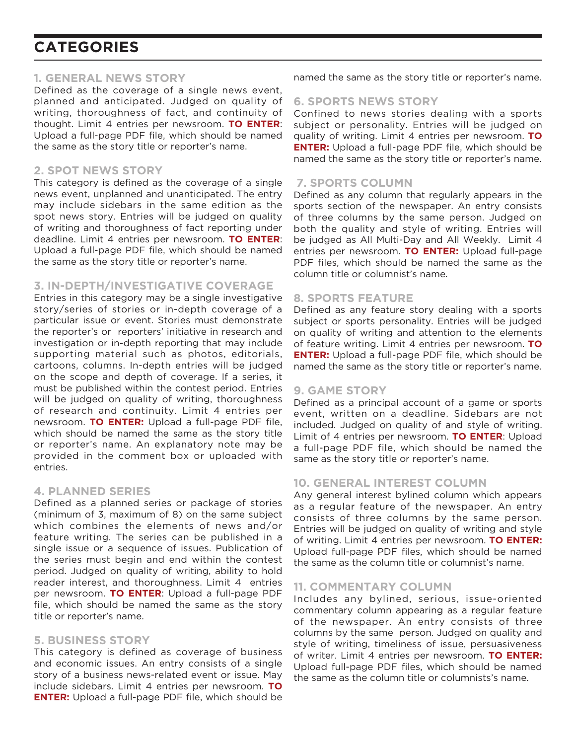# CATEGORIES

## 1. GENERAL NEWS STORY

Defined as the coverage of a single news event, planned and anticipated. Judged on quality of writing, thoroughness of fact, and continuity of thought. Limit 4 entries per newsroom. **TO ENTER**: Upload a full-page PDF file, which should be named the same as the story title or reporter's name.

## 2. SPOT NEWS STORY

This category is defined as the coverage of a single news event, unplanned and unanticipated. The entry may include sidebars in the same edition as the spot news story. Entries will be judged on quality of writing and thoroughness of fact reporting under deadline. Limit 4 entries per newsroom. **TO ENTER**: Upload a full-page PDF file, which should be named the same as the story title or reporter's name.

## 3. IN-DEPTH/INVESTIGATIVE COVERAGE

Entries in this category may be a single investigative story/series of stories or in-depth coverage of a particular issue or event. Stories must demonstrate the reporter's or reporters' initiative in research and investigation or in-depth reporting that may include supporting material such as photos, editorials, cartoons, columns. In-depth entries will be judged on the scope and depth of coverage. If a series, it must be published within the contest period. Entries will be judged on quality of writing, thoroughness of research and continuity. Limit 4 entries per newsroom. **TO ENTER:** Upload a full-page PDF file, which should be named the same as the story title or reporter's name. An explanatory note may be provided in the comment box or uploaded with entries.

## 4. PLANNED SERIES

Defined as a planned series or package of stories (minimum of 3, maximum of 8) on the same subject which combines the elements of news and/or feature writing. The series can be published in a single issue or a sequence of issues. Publication of the series must begin and end within the contest period. Judged on quality of writing, ability to hold reader interest, and thoroughness. Limit 4 entries per newsroom. **TO ENTER**: Upload a full-page PDF file, which should be named the same as the story title or reporter's name.

## 5. BUSINESS STORY

This category is defined as coverage of business and economic issues. An entry consists of a single story of a business news-related event or issue. May include sidebars. Limit 4 entries per newsroom. **TO ENTER:** Upload a full-page PDF file, which should be named the same as the story title or reporter's name.

## 6. SPORTS NEWS STORY

Confined to news stories dealing with a sports subject or personality. Entries will be judged on quality of writing. Limit 4 entries per newsroom. **TO ENTER:** Upload a full-page PDF file, which should be named the same as the story title or reporter's name.

## 7. SPORTS COLUMN

Defined as any column that regularly appears in the sports section of the newspaper. An entry consists of three columns by the same person. Judged on both the quality and style of writing. Entries will be judged as All Multi-Day and All Weekly. Limit 4 entries per newsroom. **TO ENTER:** Upload full-page PDF files, which should be named the same as the column title or columnist's name.

## 8. SPORTS FEATURE

Defined as any feature story dealing with a sports subject or sports personality. Entries will be judged on quality of writing and attention to the elements of feature writing. Limit 4 entries per newsroom. **TO ENTER:** Upload a full-page PDF file, which should be named the same as the story title or reporter's name.

## 9. GAME STORY

Defined as a principal account of a game or sports event, written on a deadline. Sidebars are not included. Judged on quality of and style of writing. Limit of 4 entries per newsroom. **TO ENTER**: Upload a full-page PDF file, which should be named the same as the story title or reporter's name.

## 10. GENERAL INTEREST COLUMN

Any general interest bylined column which appears as a regular feature of the newspaper. An entry consists of three columns by the same person. Entries will be judged on quality of writing and style of writing. Limit 4 entries per newsroom. **TO ENTER:** Upload full-page PDF files, which should be named the same as the column title or columnist's name.

## 11. COMMENTARY COLUMN

Includes any bylined, serious, issue-oriented commentary column appearing as a regular feature of the newspaper. An entry consists of three columns by the same person. Judged on quality and style of writing, timeliness of issue, persuasiveness of writer. Limit 4 entries per newsroom. **TO ENTER:** Upload full-page PDF files, which should be named the same as the column title or columnists's name.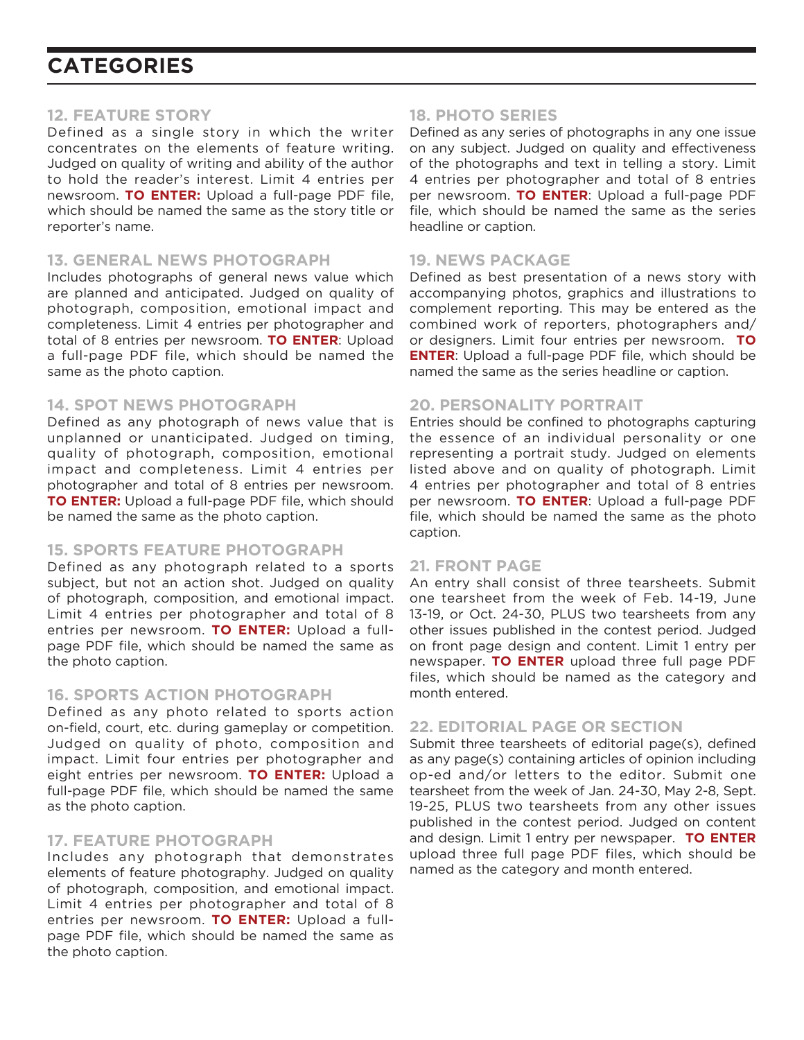# CATEGORIES

### 12. FEATURE STORY

Defined as a single story in which the writer concentrates on the elements of feature writing. Judged on quality of writing and ability of the author to hold the reader's interest. Limit 4 entries per newsroom. **TO ENTER:** Upload a full-page PDF file, which should be named the same as the story title or reporter's name.

### 13. GENERAL NEWS PHOTOGRAPH

Includes photographs of general news value which are planned and anticipated. Judged on quality of photograph, composition, emotional impact and completeness. Limit 4 entries per photographer and total of 8 entries per newsroom. **TO ENTER**: Upload a full-page PDF file, which should be named the same as the photo caption.

### 14. SPOT NEWS PHOTOGRAPH

Defined as any photograph of news value that is unplanned or unanticipated. Judged on timing, quality of photograph, composition, emotional impact and completeness. Limit 4 entries per photographer and total of 8 entries per newsroom. **TO ENTER:** Upload a full-page PDF file, which should be named the same as the photo caption.

### 15. SPORTS FEATURE PHOTOGRAPH

Defined as any photograph related to a sports subject, but not an action shot. Judged on quality of photograph, composition, and emotional impact. Limit 4 entries per photographer and total of 8 entries per newsroom. **TO ENTER:** Upload a full-page PDF file, which should be named the same as the photo caption.

### 16. SPORTS ACTION PHOTOGRAPH

Defined as any photo related to sports action on-field, court, etc. during gameplay or competition. Judged on quality of photo, composition and impact. Limit four entries per photographer and eight entries per newsroom. **TO ENTER:** Upload a full-page PDF file, which should be named the same as the photo caption.

### 17. FEATURE PHOTOGRAPH

Includes any photograph that demonstrates elements of feature photography. Judged on quality of photograph, composition, and emotional impact. Limit 4 entries per photographer and total of 8 entries per newsroom. **TO ENTER:** Upload a full-page PDF file, which should be named the same as the photo caption.

### 18. PHOTO SERIES

Defined as any series of photographs in any one issue on any subject. Judged on quality and effectiveness of the photographs and text in telling a story. Limit 4 entries per photographer and total of 8 entries per newsroom. **TO ENTER**: Upload a full-page PDF file, which should be named the same as the series headline or caption.

### 19. NEWS PACKAGE

Defined as best presentation of a news story with accompanying photos, graphics and illustrations to complement reporting. This may be entered as the combined work of reporters, photographers and/or designers. Limit four entries per newsroom. **TO ENTER**: Upload a full-page PDF file, which should be named the same as the series headline or caption.

### 20. PERSONALITY PORTRAIT

Entries should be confined to photographs capturing the essence of an individual personality or one representing a portrait study. Judged on elements listed above and on quality of photograph. Limit 4 entries per photographer and total of 8 entries per newsroom. **TO ENTER**: Upload a full-page PDF file, which should be named the same as the photo caption.

### 21. FRONT PAGE

An entry shall consist of three tearsheets. Submit one tearsheet from the week of Feb. 14-19, June 13-19, or Oct. 24-30, PLUS two tearsheets from any other issues published in the contest period. Judged on front page design and content. Limit 1 entry per newspaper. **TO ENTER** upload three full page PDF files, which should be named as the category and month entered.

### 22. EDITORIAL PAGE OR SECTION

Submit three tearsheets of editorial page(s), defined as any page(s) containing articles of opinion including op-ed and/or letters to the editor. Submit one tearsheet from the week of Jan. 24-30, May 2-8, Sept. 19-25, PLUS two tearsheets from any other issues published in the contest period. Judged on content and design. Limit 1 entry per newspaper. **TO ENTER** upload three full page PDF files, which should be named as the category and month entered.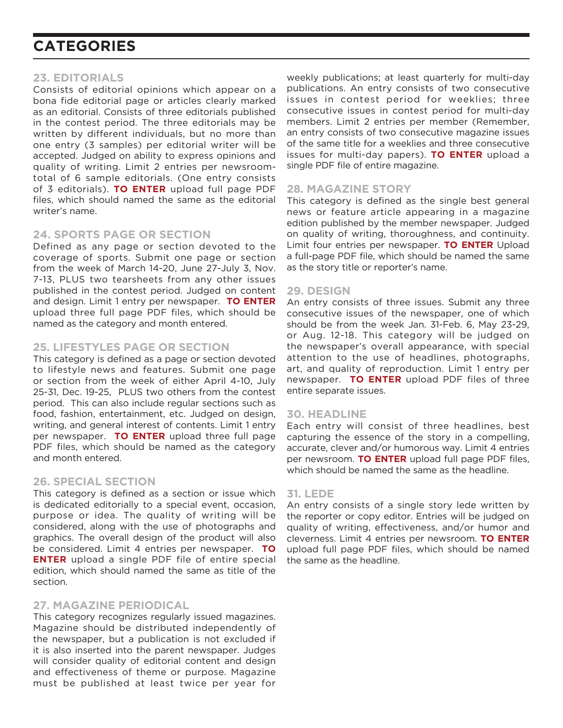# CATEGORIES

### 23. EDITORIALS

Consists of editorial opinions which appear on a bona fide editorial page or articles clearly marked as an editorial. Consists of three editorials published in the contest period. The three editorials may be written by different individuals, but no more than one entry (3 samples) per editorial writer will be accepted. Judged on ability to express opinions and quality of writing. Limit 2 entries per newsroom-total of 6 sample editorials. (One entry consists of 3 editorials). **TO ENTER** upload full page PDF files, which should named the same as the editorial writer's name.

### 24. SPORTS PAGE OR SECTION

Defined as any page or section devoted to the coverage of sports. Submit one page or section from the week of March 14-20, June 27-July 3, Nov. 7-13, PLUS two tearsheets from any other issues published in the contest period. Judged on content and design. Limit 1 entry per newspaper. **TO ENTER** upload three full page PDF files, which should be named as the category and month entered.

### 25. LIFESTYLES PAGE OR SECTION

This category is defined as a page or section devoted to lifestyle news and features. Submit one page or section from the week of either April 4-10, July 25-31, Dec. 19-25, PLUS two others from the contest period. This can also include regular sections such as food, fashion, entertainment, etc. Judged on design, writing, and general interest of contents. Limit 1 entry per newspaper. **TO ENTER** upload three full page PDF files, which should be named as the category and month entered.

### 26. SPECIAL SECTION

This category is defined as a section or issue which is dedicated editorially to a special event, occasion, purpose or idea. The quality of writing will be considered, along with the use of photographs and graphics. The overall design of the product will also be considered. Limit 4 entries per newspaper. **TO ENTER** upload a single PDF file of entire special edition, which should named the same as title of the section.

### 27. MAGAZINE PERIODICAL

This category recognizes regularly issued magazines. Magazine should be distributed independently of the newspaper, but a publication is not excluded if it is also inserted into the parent newspaper. Judges will consider quality of editorial content and design and effectiveness of theme or purpose. Magazine must be published at least twice per year for weekly publications; at least quarterly for multi-day publications. An entry consists of two consecutive issues in contest period for weeklies; three consecutive issues in contest period for multi-day members. Limit 2 entries per member (Remember, an entry consists of two consecutive magazine issues of the same title for a weeklies and three consecutive issues for multi-day papers). **TO ENTER** upload a single PDF file of entire magazine.

### 28. MAGAZINE STORY

This category is defined as the single best general news or feature article appearing in a magazine edition published by the member newspaper. Judged on quality of writing, thoroughness, and continuity. Limit four entries per newspaper. **TO ENTER** Upload a full-page PDF file, which should be named the same as the story title or reporter's name.

### 29. DESIGN

An entry consists of three issues. Submit any three consecutive issues of the newspaper, one of which should be from the week Jan. 31-Feb. 6, May 23-29, or Aug. 12-18. This category will be judged on the newspaper's overall appearance, with special attention to the use of headlines, photographs, art, and quality of reproduction. Limit 1 entry per newspaper. **TO ENTER** upload PDF files of three entire separate issues.

### 30. HEADLINE

Each entry will consist of three headlines, best capturing the essence of the story in a compelling, accurate, clever and/or humorous way. Limit 4 entries per newsroom. **TO ENTER** upload full page PDF files, which should be named the same as the headline.

### 31. LEDE

An entry consists of a single story lede written by the reporter or copy editor. Entries will be judged on quality of writing, effectiveness, and/or humor and cleverness. Limit 4 entries per newsroom. **TO ENTER** upload full page PDF files, which should be named the same as the headline.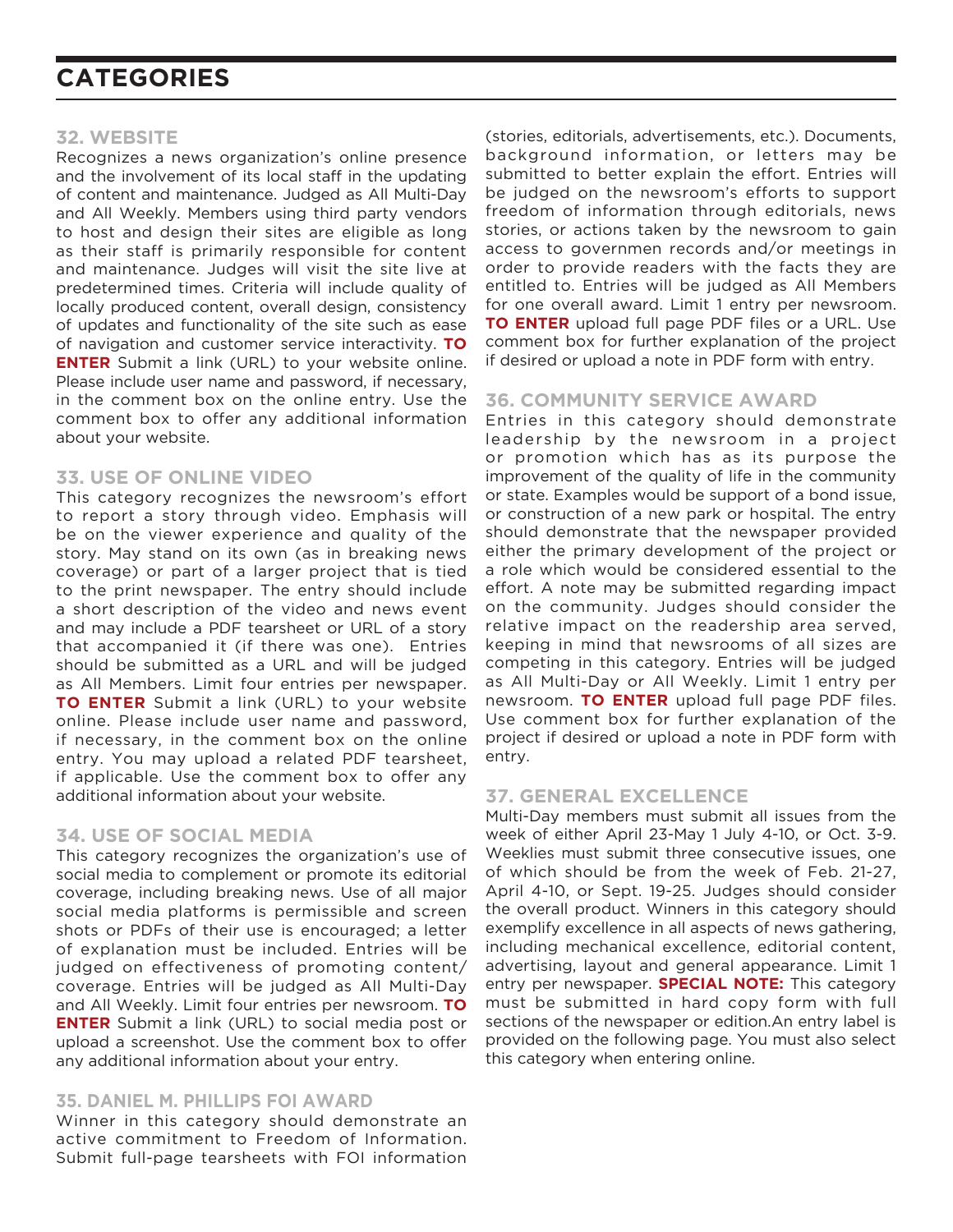# CATEGORIES

### 32. WEBSITE

Recognizes a news organization's online presence and the involvement of its local staff in the updating of content and maintenance. Judged as All Multi-Day and All Weekly. Members using third party vendors to host and design their sites are eligible as long as their staff is primarily responsible for content and maintenance. Judges will visit the site live at predetermined times. Criteria will include quality of locally produced content, overall design, consistency of updates and functionality of the site such as ease of navigation and customer service interactivity. **TO ENTER** Submit a link (URL) to your website online. Please include user name and password, if necessary, in the comment box on the online entry. Use the comment box to offer any additional information about your website.

### 33. USE OF ONLINE VIDEO

This category recognizes the newsroom's effort to report a story through video. Emphasis will be on the viewer experience and quality of the story. May stand on its own (as in breaking news coverage) or part of a larger project that is tied to the print newspaper. The entry should include a short description of the video and news event and may include a PDF tearsheet or URL of a story that accompanied it (if there was one). Entries should be submitted as a URL and will be judged as All Members. Limit four entries per newspaper. **TO ENTER** Submit a link (URL) to your website online. Please include user name and password, if necessary, in the comment box on the online entry. You may upload a related PDF tearsheet, if applicable. Use the comment box to offer any additional information about your website.

### 34. USE OF SOCIAL MEDIA

This category recognizes the organization's use of social media to complement or promote its editorial coverage, including breaking news. Use of all major social media platforms is permissible and screen shots or PDFs of their use is encouraged; a letter of explanation must be included. Entries will be judged on effectiveness of promoting content/coverage. Entries will be judged as All Multi-Day and All Weekly. Limit four entries per newsroom. **TO ENTER** Submit a link (URL) to social media post or upload a screenshot. Use the comment box to offer any additional information about your entry.

### 35. DANIEL M. PHILLIPS FOI AWARD

Winner in this category should demonstrate an active commitment to Freedom of Information. Submit full-page tearsheets with FOI information (stories, editorials, advertisements, etc.). Documents, background information, or letters may be submitted to better explain the effort. Entries will be judged on the newsroom's efforts to support freedom of information through editorials, news stories, or actions taken by the newsroom to gain access to governmen records and/or meetings in order to provide readers with the facts they are entitled to. Entries will be judged as All Members for one overall award. Limit 1 entry per newsroom. **TO ENTER** upload full page PDF files or a URL. Use comment box for further explanation of the project if desired or upload a note in PDF form with entry.

### 36. COMMUNITY SERVICE AWARD

Entries in this category should demonstrate leadership by the newsroom in a project or promotion which has as its purpose the improvement of the quality of life in the community or state. Examples would be support of a bond issue, or construction of a new park or hospital. The entry should demonstrate that the newspaper provided either the primary development of the project or a role which would be considered essential to the effort. A note may be submitted regarding impact on the community. Judges should consider the relative impact on the readership area served, keeping in mind that newsrooms of all sizes are competing in this category. Entries will be judged as All Multi-Day or All Weekly. Limit 1 entry per newsroom. **TO ENTER** upload full page PDF files. Use comment box for further explanation of the project if desired or upload a note in PDF form with entry.

### 37. GENERAL EXCELLENCE

Multi-Day members must submit all issues from the week of either April 23-May 1 July 4-10, or Oct. 3-9. Weeklies must submit three consecutive issues, one of which should be from the week of Feb. 21-27, April 4-10, or Sept. 19-25. Judges should consider the overall product. Winners in this category should exemplify excellence in all aspects of news gathering, including mechanical excellence, editorial content, advertising, layout and general appearance. Limit 1 entry per newspaper. **SPECIAL NOTE:** This category must be submitted in hard copy form with full sections of the newspaper or edition.An entry label is provided on the following page. You must also select this category when entering online.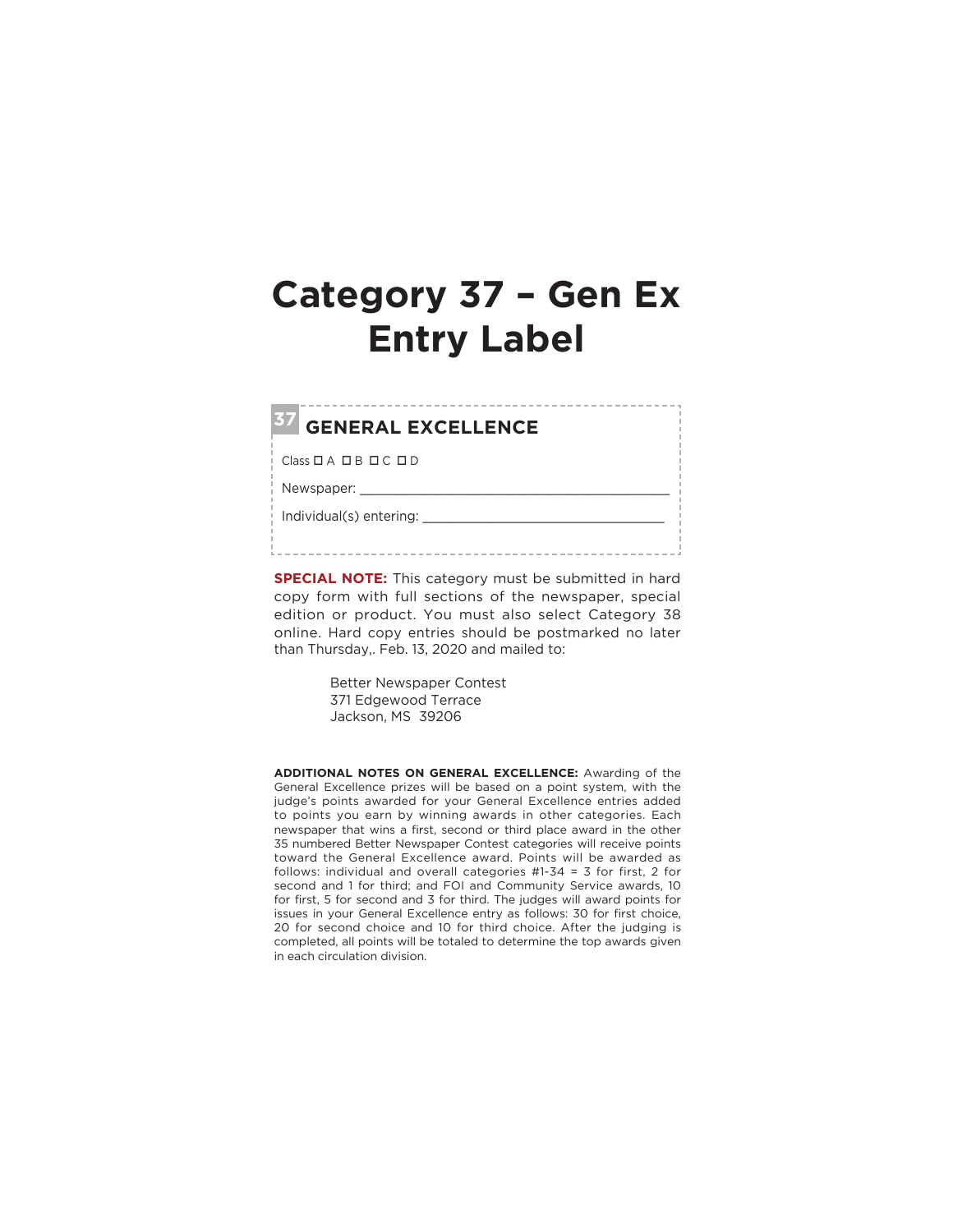# Category 37 – Gen Ex Entry Label

## 37 GENERAL EXCELLENCE

Class ☐ A ☐ B ☐ C ☐ D

Newspaper: ________________________________________

Individual(s) entering: ______________________________

**SPECIAL NOTE:** This category must be submitted in hard copy form with full sections of the newspaper, special edition or product. You must also select Category 38 online. Hard copy entries should be postmarked no later than Thursday,. Feb. 13, 2020 and mailed to:

Better Newspaper Contest
371 Edgewood Terrace
Jackson, MS 39206

**ADDITIONAL NOTES ON GENERAL EXCELLENCE:** Awarding of the General Excellence prizes will be based on a point system, with the judge's points awarded for your General Excellence entries added to points you earn by winning awards in other categories. Each newspaper that wins a first, second or third place award in the other 35 numbered Better Newspaper Contest categories will receive points toward the General Excellence award. Points will be awarded as follows: individual and overall categories #1-34 = 3 for first, 2 for second and 1 for third; and FOI and Community Service awards, 10 for first, 5 for second and 3 for third. The judges will award points for issues in your General Excellence entry as follows: 30 for first choice, 20 for second choice and 10 for third choice. After the judging is completed, all points will be totaled to determine the top awards given in each circulation division.